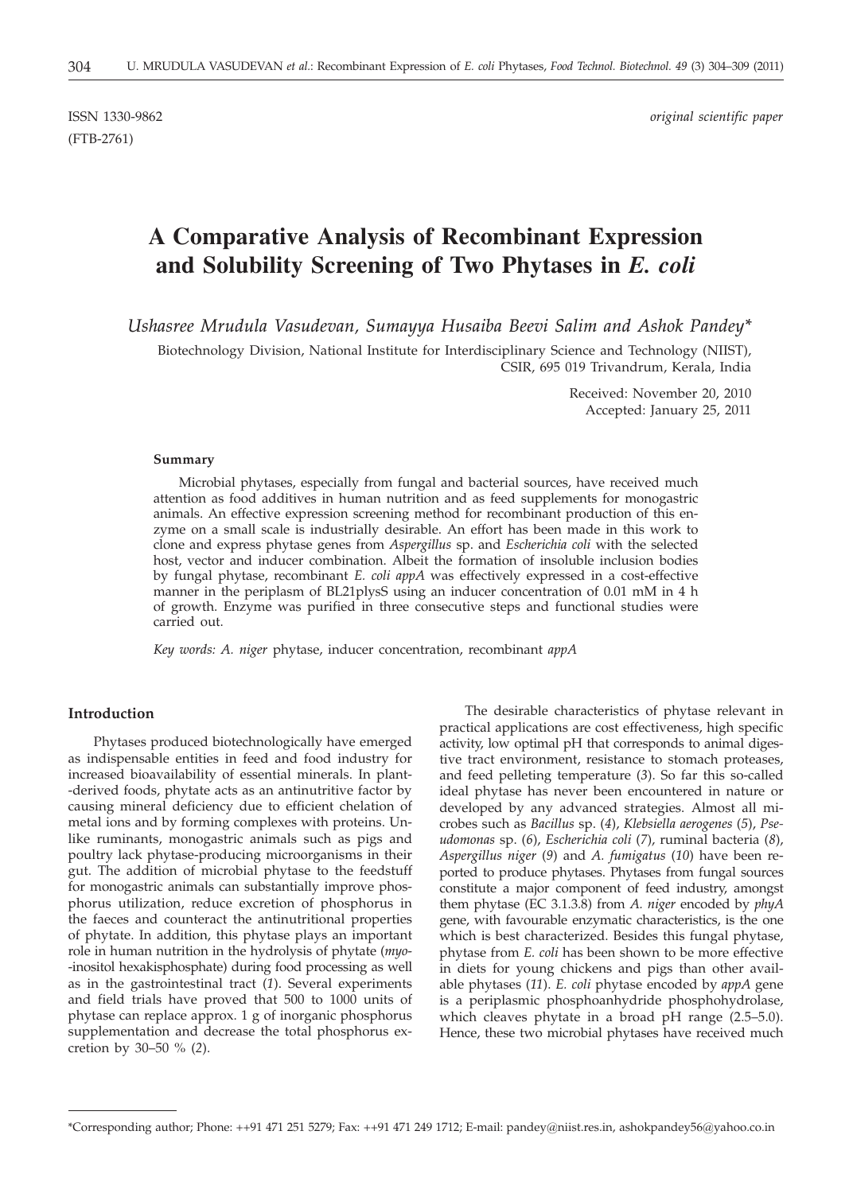ISSN 1330-9862 *original scientific paper*

(FTB-2761)

# A Comparative Analysis of Recombinant Expression and Solubility Screening of Two Phytases in *E. coli*

*Ushasree Mrudula Vasudevan, Sumayya Husaiba Beevi Salim and Ashok Pandey**

Biotechnology Division, National Institute for Interdisciplinary Science and Technology (NIIST), CSIR, 695 019 Trivandrum, Kerala, India

Received: November 20, 2010
Accepted: January 25, 2011

### Summary

Microbial phytases, especially from fungal and bacterial sources, have received much attention as food additives in human nutrition and as feed supplements for monogastric animals. An effective expression screening method for recombinant production of this enzyme on a small scale is industrially desirable. An effort has been made in this work to clone and express phytase genes from *Aspergillus* sp. and *Escherichia coli* with the selected host, vector and inducer combination. Albeit the formation of insoluble inclusion bodies by fungal phytase, recombinant *E. coli appA* was effectively expressed in a cost-effective manner in the periplasm of BL21plysS using an inducer concentration of 0.01 mM in 4 h of growth. Enzyme was purified in three consecutive steps and functional studies were carried out.

*Key words: A. niger* phytase, inducer concentration, recombinant *appA*

## Introduction

Phytases produced biotechnologically have emerged as indispensable entities in feed and food industry for increased bioavailability of essential minerals. In plant-derived foods, phytate acts as an antinutritive factor by causing mineral deficiency due to efficient chelation of metal ions and by forming complexes with proteins. Unlike ruminants, monogastric animals such as pigs and poultry lack phytase-producing microorganisms in their gut. The addition of microbial phytase to the feedstuff for monogastric animals can substantially improve phosphorus utilization, reduce excretion of phosphorus in the faeces and counteract the antinutritional properties of phytate. In addition, this phytase plays an important role in human nutrition in the hydrolysis of phytate (*myo*-inositol hexakisphosphate) during food processing as well as in the gastrointestinal tract (*1*). Several experiments and field trials have proved that 500 to 1000 units of phytase can replace approx. 1 g of inorganic phosphorus supplementation and decrease the total phosphorus excretion by 30–50 % (*2*).

The desirable characteristics of phytase relevant in practical applications are cost effectiveness, high specific activity, low optimal pH that corresponds to animal digestive tract environment, resistance to stomach proteases, and feed pelleting temperature (*3*). So far this so-called ideal phytase has never been encountered in nature or developed by any advanced strategies. Almost all microbes such as *Bacillus* sp. (*4*), *Klebsiella aerogenes* (*5*), *Pseudomonas* sp. (*6*), *Escherichia coli* (*7*), ruminal bacteria (*8*), *Aspergillus niger* (*9*) and *A. fumigatus* (*10*) have been reported to produce phytases. Phytases from fungal sources constitute a major component of feed industry, amongst them phytase (EC 3.1.3.8) from *A. niger* encoded by *phyA* gene, with favourable enzymatic characteristics, is the one which is best characterized. Besides this fungal phytase, phytase from *E. coli* has been shown to be more effective in diets for young chickens and pigs than other available phytases (*11*). *E. coli* phytase encoded by *appA* gene is a periplasmic phosphoanhydride phosphohydrolase, which cleaves phytate in a broad pH range (2.5–5.0). Hence, these two microbial phytases have received much

*Corresponding author; Phone: ++91 471 251 5279; Fax: ++91 471 249 1712; E-mail: pandey@niist.res.in, ashokpandey56@yahoo.co.in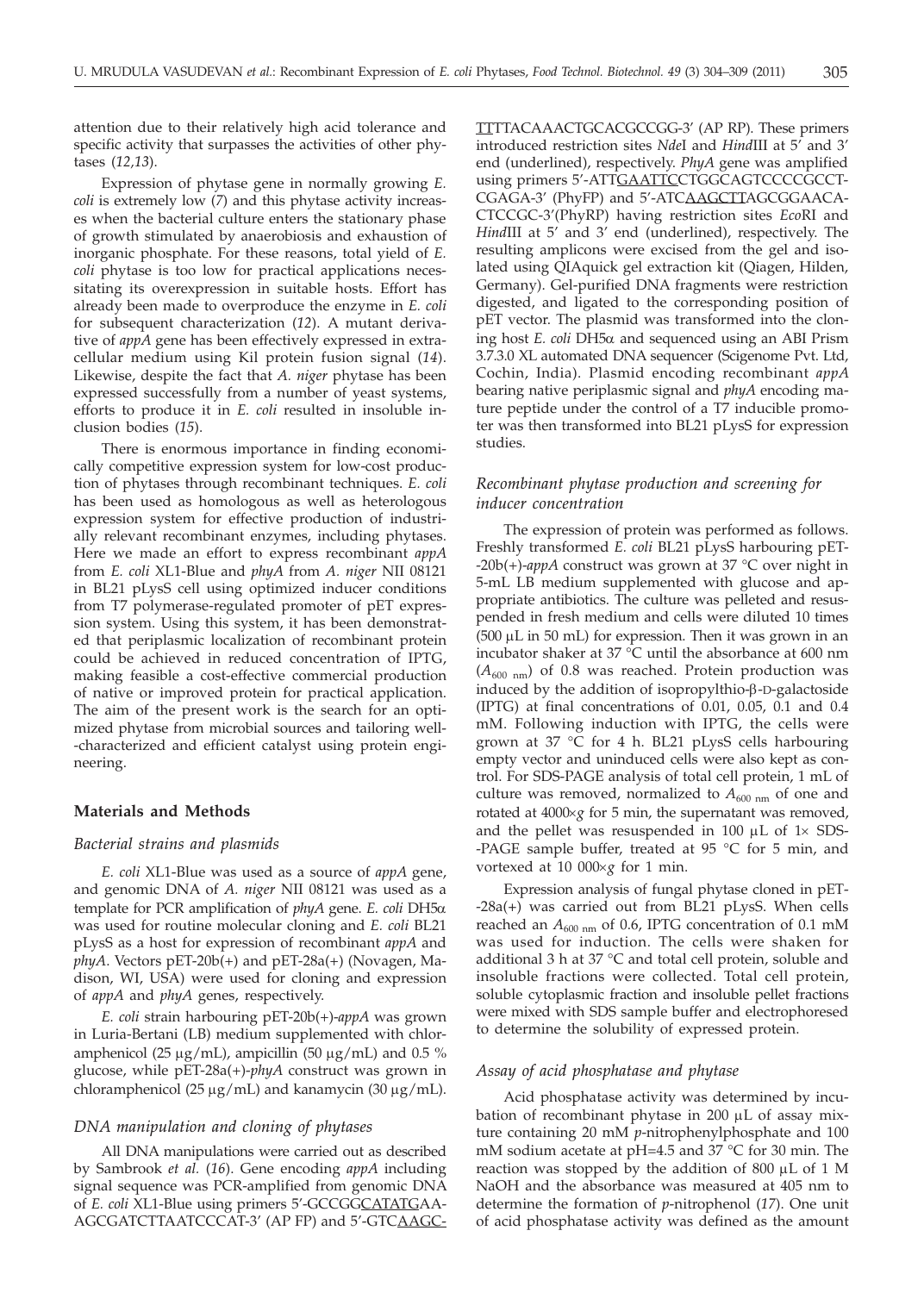attention due to their relatively high acid tolerance and specific activity that surpasses the activities of other phytases (*12,13*).

Expression of phytase gene in normally growing *E. coli* is extremely low (*7*) and this phytase activity increases when the bacterial culture enters the stationary phase of growth stimulated by anaerobiosis and exhaustion of inorganic phosphate. For these reasons, total yield of *E. coli* phytase is too low for practical applications necessitating its overexpression in suitable hosts. Effort has already been made to overproduce the enzyme in *E. coli* for subsequent characterization (*12*). A mutant derivative of *appA* gene has been effectively expressed in extracellular medium using Kil protein fusion signal (*14*). Likewise, despite the fact that *A. niger* phytase has been expressed successfully from a number of yeast systems, efforts to produce it in *E. coli* resulted in insoluble inclusion bodies (*15*).

There is enormous importance in finding economically competitive expression system for low-cost production of phytases through recombinant techniques. *E. coli* has been used as homologous as well as heterologous expression system for effective production of industrially relevant recombinant enzymes, including phytases. Here we made an effort to express recombinant *appA* from *E. coli* XL1-Blue and *phyA* from *A. niger* NII 08121 in BL21 pLysS cell using optimized inducer conditions from T7 polymerase-regulated promoter of pET expression system. Using this system, it has been demonstrated that periplasmic localization of recombinant protein could be achieved in reduced concentration of IPTG, making feasible a cost-effective commercial production of native or improved protein for practical application. The aim of the present work is the search for an optimized phytase from microbial sources and tailoring well-characterized and efficient catalyst using protein engineering.

## Materials and Methods

### *Bacterial strains and plasmids*

*E. coli* XL1-Blue was used as a source of *appA* gene, and genomic DNA of *A. niger* NII 08121 was used as a template for PCR amplification of *phyA* gene. *E. coli* DH5α was used for routine molecular cloning and *E. coli* BL21 pLysS as a host for expression of recombinant *appA* and *phyA*. Vectors pET-20b(+) and pET-28a(+) (Novagen, Madison, WI, USA) were used for cloning and expression of *appA* and *phyA* genes, respectively.

*E. coli* strain harbouring pET-20b(+)-*appA* was grown in Luria-Bertani (LB) medium supplemented with chloramphenicol (25 μg/mL), ampicillin (50 μg/mL) and 0.5 % glucose, while pET-28a(+)-*phyA* construct was grown in chloramphenicol (25 μg/mL) and kanamycin (30 μg/mL).

### *DNA manipulation and cloning of phytases*

All DNA manipulations were carried out as described by Sambrook *et al.* (*16*). Gene encoding *appA* including signal sequence was PCR-amplified from genomic DNA of *E. coli* XL1-Blue using primers 5'-GCCGGCATATGAAAGCGATCTTAATCCCAT-3' (AP FP) and 5'-GTCAAGCTTTTACAAACTGCACGCCGG-3' (AP RP). These primers introduced restriction sites *Nde*I and *Hind*III at 5' and 3' end (underlined), respectively. *PhyA* gene was amplified using primers 5'-ATTGAATTCCTGGCAGTCCCCGCCTCGAGA-3' (PhyFP) and 5'-ATCAAGCTTAGCGGAACACTCCGC-3'(PhyRP) having restriction sites *Eco*RI and *Hind*III at 5' and 3' end (underlined), respectively. The resulting amplicons were excised from the gel and isolated using QIAquick gel extraction kit (Qiagen, Hilden, Germany). Gel-purified DNA fragments were restriction digested, and ligated to the corresponding position of pET vector. The plasmid was transformed into the cloning host *E. coli* DH5α and sequenced using an ABI Prism 3.7.3.0 XL automated DNA sequencer (Scigenome Pvt. Ltd, Cochin, India). Plasmid encoding recombinant *appA* bearing native periplasmic signal and *phyA* encoding mature peptide under the control of a T7 inducible promoter was then transformed into BL21 pLysS for expression studies.

### *Recombinant phytase production and screening for inducer concentration*

The expression of protein was performed as follows. Freshly transformed *E. coli* BL21 pLysS harbouring pET-20b(+)-*appA* construct was grown at 37 °C over night in 5-mL LB medium supplemented with glucose and appropriate antibiotics. The culture was pelleted and resuspended in fresh medium and cells were diluted 10 times (500 μL in 50 mL) for expression. Then it was grown in an incubator shaker at 37 °C until the absorbance at 600 nm ($A_{600\ nm}$) of 0.8 was reached. Protein production was induced by the addition of isopropylthio-β-D-galactoside (IPTG) at final concentrations of 0.01, 0.05, 0.1 and 0.4 mM. Following induction with IPTG, the cells were grown at 37 °C for 4 h. BL21 pLysS cells harbouring empty vector and uninduced cells were also kept as control. For SDS-PAGE analysis of total cell protein, 1 mL of culture was removed, normalized to $A_{600\ nm}$ of one and rotated at 4000×*g* for 5 min, the supernatant was removed, and the pellet was resuspended in 100 μL of 1× SDS-PAGE sample buffer, treated at 95 °C for 5 min, and vortexed at 10 000×*g* for 1 min.

Expression analysis of fungal phytase cloned in pET-28a(+) was carried out from BL21 pLysS. When cells reached an $A_{600\ nm}$ of 0.6, IPTG concentration of 0.1 mM was used for induction. The cells were shaken for additional 3 h at 37 °C and total cell protein, soluble and insoluble fractions were collected. Total cell protein, soluble cytoplasmic fraction and insoluble pellet fractions were mixed with SDS sample buffer and electrophoresed to determine the solubility of expressed protein.

### *Assay of acid phosphatase and phytase*

Acid phosphatase activity was determined by incubation of recombinant phytase in 200 μL of assay mixture containing 20 mM *p*-nitrophenylphosphate and 100 mM sodium acetate at pH=4.5 and 37 °C for 30 min. The reaction was stopped by the addition of 800 μL of 1 M NaOH and the absorbance was measured at 405 nm to determine the formation of *p*-nitrophenol (*17*). One unit of acid phosphatase activity was defined as the amount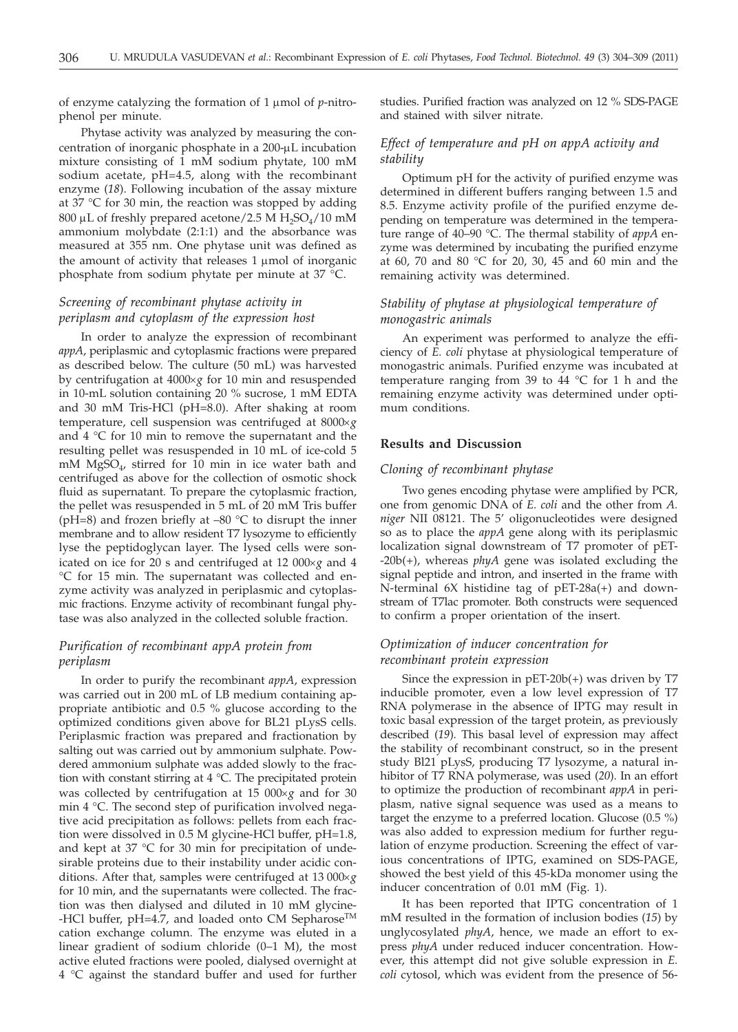of enzyme catalyzing the formation of 1 μmol of *p*-nitrophenol per minute.

Phytase activity was analyzed by measuring the concentration of inorganic phosphate in a 200-μL incubation mixture consisting of 1 mM sodium phytate, 100 mM sodium acetate, pH=4.5, along with the recombinant enzyme (*18*). Following incubation of the assay mixture at 37 °C for 30 min, the reaction was stopped by adding 800 μL of freshly prepared acetone/2.5 M $H_2SO_4$/10 mM ammonium molybdate (2:1:1) and the absorbance was measured at 355 nm. One phytase unit was defined as the amount of activity that releases 1 μmol of inorganic phosphate from sodium phytate per minute at 37 °C.

### *Screening of recombinant phytase activity in periplasm and cytoplasm of the expression host*

In order to analyze the expression of recombinant *appA*, periplasmic and cytoplasmic fractions were prepared as described below. The culture (50 mL) was harvested by centrifugation at 4000×*g* for 10 min and resuspended in 10-mL solution containing 20 % sucrose, 1 mM EDTA and 30 mM Tris-HCl (pH=8.0). After shaking at room temperature, cell suspension was centrifuged at 8000×*g* and 4 °C for 10 min to remove the supernatant and the resulting pellet was resuspended in 10 mL of ice-cold 5 mM $MgSO_4$, stirred for 10 min in ice water bath and centrifuged as above for the collection of osmotic shock fluid as supernatant. To prepare the cytoplasmic fraction, the pellet was resuspended in 5 mL of 20 mM Tris buffer (pH=8) and frozen briefly at –80 °C to disrupt the inner membrane and to allow resident T7 lysozyme to efficiently lyse the peptidoglycan layer. The lysed cells were sonicated on ice for 20 s and centrifuged at 12 000×*g* and 4 °C for 15 min. The supernatant was collected and enzyme activity was analyzed in periplasmic and cytoplasmic fractions. Enzyme activity of recombinant fungal phytase was also analyzed in the collected soluble fraction.

### *Purification of recombinant appA protein from periplasm*

In order to purify the recombinant *appA*, expression was carried out in 200 mL of LB medium containing appropriate antibiotic and 0.5 % glucose according to the optimized conditions given above for BL21 pLysS cells. Periplasmic fraction was prepared and fractionation by salting out was carried out by ammonium sulphate. Powdered ammonium sulphate was added slowly to the fraction with constant stirring at 4 °C. The precipitated protein was collected by centrifugation at 15 000×*g* and for 30 min 4 °C. The second step of purification involved negative acid precipitation as follows: pellets from each fraction were dissolved in 0.5 M glycine-HCl buffer, pH=1.8, and kept at 37 °C for 30 min for precipitation of undesirable proteins due to their instability under acidic conditions. After that, samples were centrifuged at 13 000×*g* for 10 min, and the supernatants were collected. The fraction was then dialysed and diluted in 10 mM glycine-HCl buffer, pH=4.7, and loaded onto CM Sepharose™ cation exchange column. The enzyme was eluted in a linear gradient of sodium chloride (0–1 M), the most active eluted fractions were pooled, dialysed overnight at 4 °C against the standard buffer and used for further studies. Purified fraction was analyzed on 12 % SDS-PAGE and stained with silver nitrate.

### *Effect of temperature and pH on appA activity and stability*

Optimum pH for the activity of purified enzyme was determined in different buffers ranging between 1.5 and 8.5. Enzyme activity profile of the purified enzyme depending on temperature was determined in the temperature range of 40–90 °C. The thermal stability of *appA* enzyme was determined by incubating the purified enzyme at 60, 70 and 80 °C for 20, 30, 45 and 60 min and the remaining activity was determined.

### *Stability of phytase at physiological temperature of monogastric animals*

An experiment was performed to analyze the efficiency of *E. coli* phytase at physiological temperature of monogastric animals. Purified enzyme was incubated at temperature ranging from 39 to 44 °C for 1 h and the remaining enzyme activity was determined under optimum conditions.

## **Results and Discussion**

### *Cloning of recombinant phytase*

Two genes encoding phytase were amplified by PCR, one from genomic DNA of *E. coli* and the other from *A. niger* NII 08121. The 5' oligonucleotides were designed so as to place the *appA* gene along with its periplasmic localization signal downstream of T7 promoter of pET-20b(+), whereas *phyA* gene was isolated excluding the signal peptide and intron, and inserted in the frame with N-terminal 6X histidine tag of pET-28a(+) and downstream of T7lac promoter. Both constructs were sequenced to confirm a proper orientation of the insert.

### *Optimization of inducer concentration for recombinant protein expression*

Since the expression in pET-20b(+) was driven by T7 inducible promoter, even a low level expression of T7 RNA polymerase in the absence of IPTG may result in toxic basal expression of the target protein, as previously described (*19*). This basal level of expression may affect the stability of recombinant construct, so in the present study Bl21 pLysS, producing T7 lysozyme, a natural inhibitor of T7 RNA polymerase, was used (*20*). In an effort to optimize the production of recombinant *appA* in periplasm, native signal sequence was used as a means to target the enzyme to a preferred location. Glucose (0.5 %) was also added to expression medium for further regulation of enzyme production. Screening the effect of various concentrations of IPTG, examined on SDS-PAGE, showed the best yield of this 45-kDa monomer using the inducer concentration of 0.01 mM (Fig. 1).

It has been reported that IPTG concentration of 1 mM resulted in the formation of inclusion bodies (*15*) by unglycosylated *phyA*, hence, we made an effort to express *phyA* under reduced inducer concentration. However, this attempt did not give soluble expression in *E. coli* cytosol, which was evident from the presence of 56-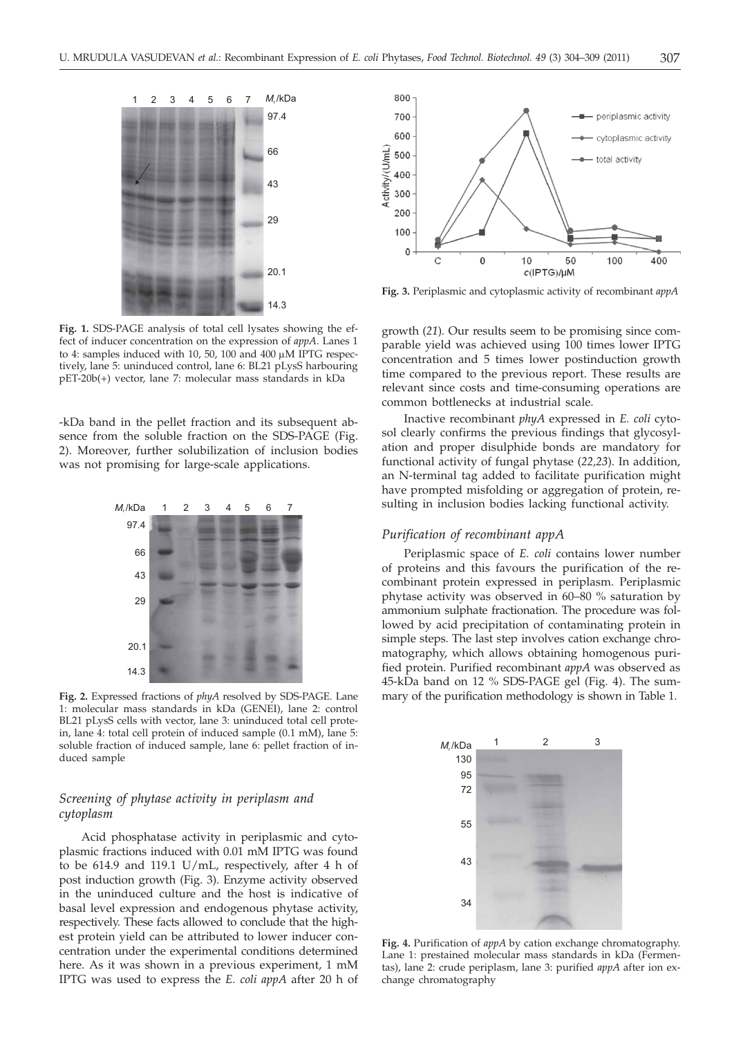**Fig. 1.** SDS-PAGE analysis of total cell lysates showing the effect of inducer concentration on the expression of *appA*. Lanes 1 to 4: samples induced with 10, 50, 100 and 400 μM IPTG respectively, lane 5: uninduced control, lane 6: BL21 pLysS harbouring pET-20b(+) vector, lane 7: molecular mass standards in kDa

-kDa band in the pellet fraction and its subsequent absence from the soluble fraction on the SDS-PAGE (Fig. 2). Moreover, further solubilization of inclusion bodies was not promising for large-scale applications.

**Fig. 2.** Expressed fractions of *phyA* resolved by SDS-PAGE. Lane 1: molecular mass standards in kDa (GENEI), lane 2: control BL21 pLysS cells with vector, lane 3: uninduced total cell protein, lane 4: total cell protein of induced sample (0.1 mM), lane 5: soluble fraction of induced sample, lane 6: pellet fraction of induced sample

### *Screening of phytase activity in periplasm and cytoplasm*

Acid phosphatase activity in periplasmic and cytoplasmic fractions induced with 0.01 mM IPTG was found to be 614.9 and 119.1 U/mL, respectively, after 4 h of post induction growth (Fig. 3). Enzyme activity observed in the uninduced culture and the host is indicative of basal level expression and endogenous phytase activity, respectively. These facts allowed to conclude that the highest protein yield can be attributed to lower inducer concentration under the experimental conditions determined here. As it was shown in a previous experiment, 1 mM IPTG was used to express the *E. coli appA* after 20 h of growth (*21*). Our results seem to be promising since comparable yield was achieved using 100 times lower IPTG concentration and 5 times lower postinduction growth time compared to the previous report. These results are relevant since costs and time-consuming operations are common bottlenecks at industrial scale.

**Fig. 3.** Periplasmic and cytoplasmic activity of recombinant *appA*

Inactive recombinant *phyA* expressed in *E. coli* cytosol clearly confirms the previous findings that glycosylation and proper disulphide bonds are mandatory for functional activity of fungal phytase (*22,23*). In addition, an N-terminal tag added to facilitate purification might have prompted misfolding or aggregation of protein, resulting in inclusion bodies lacking functional activity.

### *Purification of recombinant appA*

Periplasmic space of *E. coli* contains lower number of proteins and this favours the purification of the recombinant protein expressed in periplasm. Periplasmic phytase activity was observed in 60–80 % saturation by ammonium sulphate fractionation. The procedure was followed by acid precipitation of contaminating protein in simple steps. The last step involves cation exchange chromatography, which allows obtaining homogenous purified protein. Purified recombinant *appA* was observed as 45-kDa band on 12 % SDS-PAGE gel (Fig. 4). The summary of the purification methodology is shown in Table 1.

**Fig. 4.** Purification of *appA* by cation exchange chromatography. Lane 1: prestained molecular mass standards in kDa (Fermentas), lane 2: crude periplasm, lane 3: purified *appA* after ion exchange chromatography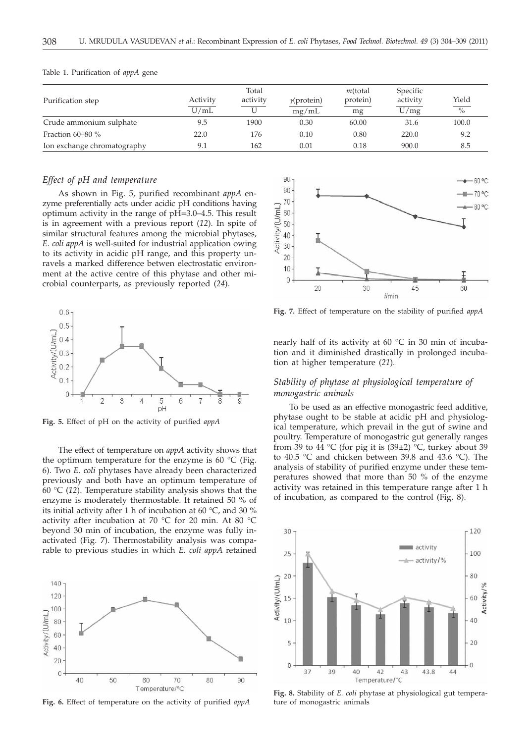Table 1. Purification of *appA* gene

| Purification step | Activity U/mL | Total activity U | $\gamma$(protein) mg/mL | $m$(total protein) mg | Specific activity U/mg | Yield % |
|---|---|---|---|---|---|---|
| Crude ammonium sulphate | 9.5 | 1900 | 0.30 | 60.00 | 31.6 | 100.0 |
| Fraction 60–80 % | 22.0 | 176 | 0.10 | 0.80 | 220.0 | 9.2 |
| Ion exchange chromatography | 9.1 | 162 | 0.01 | 0.18 | 900.0 | 8.5 |

### *Effect of pH and temperature*

As shown in Fig. 5, purified recombinant *appA* enzyme preferentially acts under acidic pH conditions having optimum activity in the range of pH=3.0–4.5. This result is in agreement with a previous report (*12*). In spite of similar structural features among the microbial phytases, *E. coli appA* is well-suited for industrial application owing to its activity in acidic pH range, and this property unravels a marked difference betwen electrostatic environment at the active centre of this phytase and other microbial counterparts, as previously reported (*24*).

**Fig. 5.** Effect of pH on the activity of purified *appA*

The effect of temperature on *appA* activity shows that the optimum temperature for the enzyme is 60 °C (Fig. 6). Two *E. coli* phytases have already been characterized previously and both have an optimum temperature of 60 °C (*12*). Temperature stability analysis shows that the enzyme is moderately thermostable. It retained 50 % of its initial activity after 1 h of incubation at 60 °C, and 30 % activity after incubation at 70 °C for 20 min. At 80 °C beyond 30 min of incubation, the enzyme was fully inactivated (Fig. 7). Thermostability analysis was comparable to previous studies in which *E. coli appA* retained nearly half of its activity at 60 °C in 30 min of incubation and it diminished drastically in prolonged incubation at higher temperature (*21*).

**Fig. 6.** Effect of temperature on the activity of purified *appA*

**Fig. 7.** Effect of temperature on the stability of purified *appA*

### *Stability of phytase at physiological temperature of monogastric animals*

To be used as an effective monogastric feed additive, phytase ought to be stable at acidic pH and physiological temperature, which prevail in the gut of swine and poultry. Temperature of monogastric gut generally ranges from 39 to 44 °C (for pig it is (39±2) °C, turkey about 39 to 40.5 °C and chicken between 39.8 and 43.6 °C). The analysis of stability of purified enzyme under these temperatures showed that more than 50 % of the enzyme activity was retained in this temperature range after 1 h of incubation, as compared to the control (Fig. 8).

**Fig. 8.** Stability of *E. coli* phytase at physiological gut temperature of monogastric animals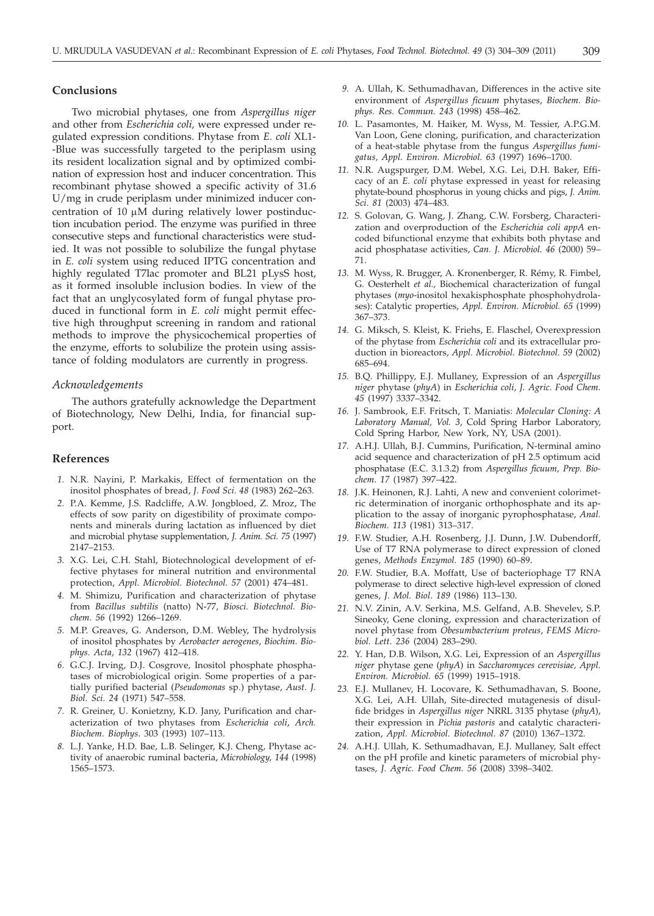## Conclusions

Two microbial phytases, one from *Aspergillus niger* and other from *Escherichia coli*, were expressed under regulated expression conditions. Phytase from *E. coli* XL1-Blue was successfully targeted to the periplasm using its resident localization signal and by optimized combination of expression host and inducer concentration. This recombinant phytase showed a specific activity of 31.6 U/mg in crude periplasm under minimized inducer concentration of 10 μM during relatively lower postinduction incubation period. The enzyme was purified in three consecutive steps and functional characteristics were studied. It was not possible to solubilize the fungal phytase in *E. coli* system using reduced IPTG concentration and highly regulated T7lac promoter and BL21 pLysS host, as it formed insoluble inclusion bodies. In view of the fact that an unglycosylated form of fungal phytase produced in functional form in *E. coli* might permit effective high throughput screening in random and rational methods to improve the physicochemical properties of the enzyme, efforts to solubilize the protein using assistance of folding modulators are currently in progress.

### *Acknowledgements*

The authors gratefully acknowledge the Department of Biotechnology, New Delhi, India, for financial support.

## References

1. N.R. Nayini, P. Markakis, Effect of fermentation on the inositol phosphates of bread, *J. Food Sci. 48* (1983) 262–263.
2. P.A. Kemme, J.S. Radcliffe, A.W. Jongbloed, Z. Mroz, The effects of sow parity on digestibility of proximate components and minerals during lactation as influenced by diet and microbial phytase supplementation, *J. Anim. Sci. 75* (1997) 2147–2153.
3. X.G. Lei, C.H. Stahl, Biotechnological development of effective phytases for mineral nutrition and environmental protection, *Appl. Microbiol. Biotechnol. 57* (2001) 474–481.
4. M. Shimizu, Purification and characterization of phytase from *Bacillus subtilis* (natto) N-77, *Biosci. Biotechnol. Biochem. 56* (1992) 1266–1269.
5. M.P. Greaves, G. Anderson, D.M. Webley, The hydrolysis of inositol phosphates by *Aerobacter aerogenes*, *Biochim. Biophys. Acta*, *132* (1967) 412–418.
6. G.C.J. Irving, D.J. Cosgrove, Inositol phosphate phosphatases of microbiological origin. Some properties of a partially purified bacterial (*Pseudomonas* sp.) phytase, *Aust. J. Biol. Sci. 24* (1971) 547–558.
7. R. Greiner, U. Konietzny, K.D. Jany, Purification and characterization of two phytases from *Escherichia coli*, *Arch. Biochem. Biophys.* 303 (1993) 107–113.
8. L.J. Yanke, H.D. Bae, L.B. Selinger, K.J. Cheng, Phytase activity of anaerobic ruminal bacteria, *Microbiology, 144* (1998) 1565–1573.
9. A. Ullah, K. Sethumadhavan, Differences in the active site environment of *Aspergillus ficuum* phytases, *Biochem. Biophys. Res. Commun. 243* (1998) 458–462.
10. L. Pasamontes, M. Haiker, M. Wyss, M. Tessier, A.P.G.M. Van Loon, Gene cloning, purification, and characterization of a heat-stable phytase from the fungus *Aspergillus fumigatus*, *Appl. Environ. Microbiol. 63* (1997) 1696–1700.
11. N.R. Augspurger, D.M. Webel, X.G. Lei, D.H. Baker, Efficacy of an *E. coli* phytase expressed in yeast for releasing phytate-bound phosphorus in young chicks and pigs, *J. Anim. Sci*. *81* (2003) 474–483.
12. S. Golovan, G. Wang, J. Zhang, C.W. Forsberg, Characterization and overproduction of the *Escherichia coli appA* encoded bifunctional enzyme that exhibits both phytase and acid phosphatase activities, *Can. J. Microbiol. 46* (2000) 59–71.
13. M. Wyss, R. Brugger, A. Kronenberger, R. Rémy, R. Fimbel, G. Oesterhelt *et al.,* Biochemical characterization of fungal phytases (*myo*-inositol hexakisphosphate phosphohydrolases): Catalytic properties, *Appl. Environ. Microbiol. 65* (1999) 367–373.
14. G. Miksch, S. Kleist, K. Friehs, E. Flaschel, Overexpression of the phytase from *Escherichia coli* and its extracellular production in bioreactors, *Appl. Microbiol. Biotechnol. 59* (2002) 685–694.
15. B.Q. Phillippy, E.J. Mullaney, Expression of an *Aspergillus niger* phytase (*phyA*) in *Escherichia coli*, *J. Agric. Food Chem. 45* (1997) 3337–3342.
16. J. Sambrook, E.F. Fritsch, T. Maniatis: *Molecular Cloning: A Laboratory Manual, Vol. 3*, Cold Spring Harbor Laboratory, Cold Spring Harbor, New York, NY, USA (2001).
17. A.H.J. Ullah, B.J. Cummins, Purification, N-terminal amino acid sequence and characterization of pH 2.5 optimum acid phosphatase (E.C. 3.1.3.2) from *Aspergillus ficuum*, *Prep. Biochem. 17* (1987) 397–422.
18. J.K. Heinonen, R.J. Lahti, A new and convenient colorimetric determination of inorganic orthophosphate and its application to the assay of inorganic pyrophosphatase, *Anal. Biochem. 113* (1981) 313–317.
19. F.W. Studier, A.H. Rosenberg, J.J. Dunn, J.W. Dubendorff, Use of T7 RNA polymerase to direct expression of cloned genes, *Methods Enzymol. 185* (1990) 60–89.
20. F.W. Studier, B.A. Moffatt, Use of bacteriophage T7 RNA polymerase to direct selective high-level expression of cloned genes, *J. Mol. Biol. 189* (1986) 113–130.
21. N.V. Zinin, A.V. Serkina, M.S. Gelfand, A.B. Shevelev, S.P. Sineoky, Gene cloning, expression and characterization of novel phytase from *Obesumbacterium proteus*, *FEMS Microbiol. Lett*. *236* (2004) 283–290.
22. Y. Han, D.B. Wilson, X.G. Lei, Expression of an *Aspergillus niger* phytase gene (*phyA*) in *Saccharomyces cerevisiae*, *Appl. Environ. Microbiol. 65* (1999) 1915–1918.
23. E.J. Mullaney, H. Locovare, K. Sethumadhavan, S. Boone, X.G. Lei, A.H. Ullah, Site-directed mutagenesis of disulfide bridges in *Aspergillus niger* NRRL 3135 phytase (*phyA*), their expression in *Pichia pastoris* and catalytic characterization, *Appl. Microbiol. Biotechnol. 87* (2010) 1367–1372.
24. A.H.J. Ullah, K. Sethumadhavan, E.J. Mullaney, Salt effect on the pH profile and kinetic parameters of microbial phytases, *J. Agric. Food Chem. 56* (2008) 3398–3402.